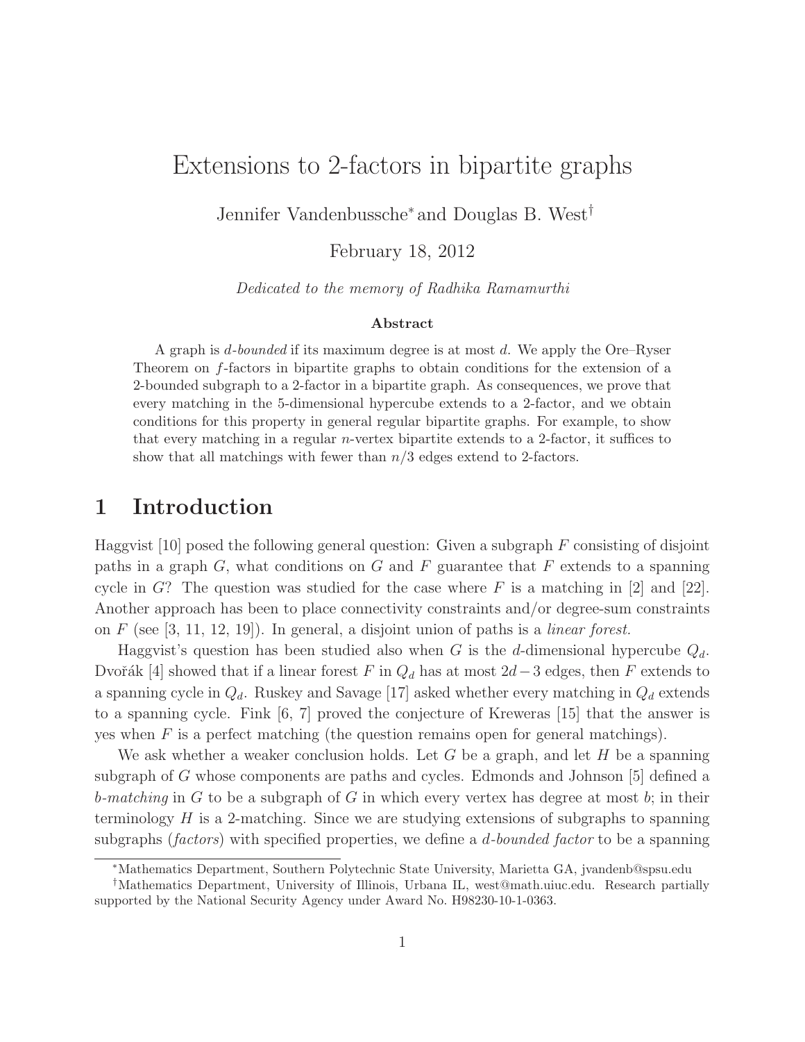# Extensions to 2-factors in bipartite graphs

Jennifer Vandenbussche[*] and Douglas B. West[†]

February 18, 2012

*Dedicated to the memory of Radhika Ramamurthi*

### Abstract

A graph is *d-bounded* if its maximum degree is at most $d$. We apply the Ore–Ryser Theorem on $f$-factors in bipartite graphs to obtain conditions for the extension of a 2-bounded subgraph to a 2-factor in a bipartite graph. As consequences, we prove that every matching in the 5-dimensional hypercube extends to a 2-factor, and we obtain conditions for this property in general regular bipartite graphs. For example, to show that every matching in a regular $n$-vertex bipartite extends to a 2-factor, it suffices to show that all matchings with fewer than $n/3$ edges extend to 2-factors.

## 1 Introduction

Haggvist [10] posed the following general question: Given a subgraph $F$ consisting of disjoint paths in a graph $G$, what conditions on $G$ and $F$ guarantee that $F$ extends to a spanning cycle in $G$? The question was studied for the case where $F$ is a matching in [2] and [22]. Another approach has been to place connectivity constraints and/or degree-sum constraints on $F$ (see [3, 11, 12, 19]). In general, a disjoint union of paths is a *linear forest.*

Haggvist's question has been studied also when $G$ is the $d$-dimensional hypercube $Q_d$. Dvořák [4] showed that if a linear forest $F$ in $Q_d$ has at most $2d-3$ edges, then $F$ extends to a spanning cycle in $Q_d$. Ruskey and Savage [17] asked whether every matching in $Q_d$ extends to a spanning cycle. Fink [6, 7] proved the conjecture of Kreweras [15] that the answer is yes when $F$ is a perfect matching (the question remains open for general matchings).

We ask whether a weaker conclusion holds. Let $G$ be a graph, and let $H$ be a spanning subgraph of $G$ whose components are paths and cycles. Edmonds and Johnson [5] defined a *b-matching* in $G$ to be a subgraph of $G$ in which every vertex has degree at most $b$; in their terminology $H$ is a 2-matching. Since we are studying extensions of subgraphs to spanning subgraphs (*factors*) with specified properties, we define a *d-bounded factor* to be a spanning

[*] Mathematics Department, Southern Polytechnic State University, Marietta GA, jvandenb@spsu.edu

[†] Mathematics Department, University of Illinois, Urbana IL, west@math.uiuc.edu. Research partially supported by the National Security Agency under Award No. H98230-10-1-0363.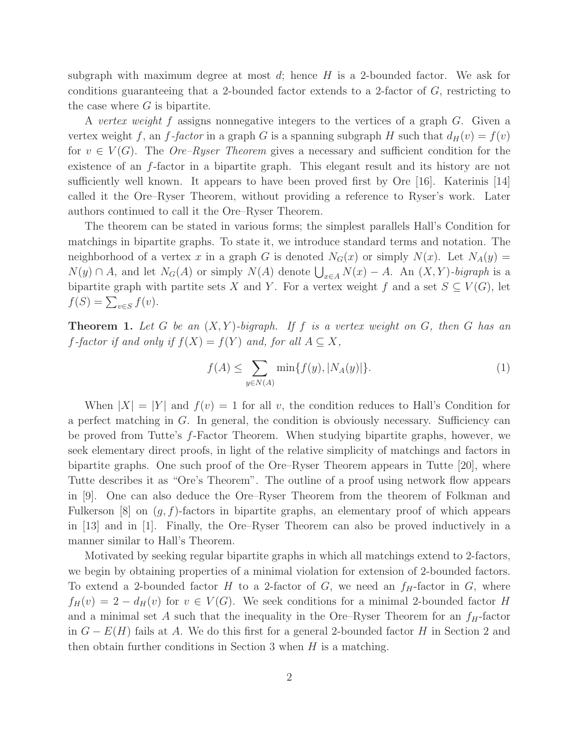subgraph with maximum degree at most $d$; hence $H$ is a 2-bounded factor. We ask for conditions guaranteeing that a 2-bounded factor extends to a 2-factor of $G$, restricting to the case where $G$ is bipartite.

A *vertex weight* $f$ assigns nonnegative integers to the vertices of a graph $G$. Given a vertex weight $f$, an *$f$-factor* in a graph $G$ is a spanning subgraph $H$ such that $d_H(v) = f(v)$ for $v \in V(G)$. The *Ore–Ryser Theorem* gives a necessary and sufficient condition for the existence of an $f$-factor in a bipartite graph. This elegant result and its history are not sufficiently well known. It appears to have been proved first by Ore [16]. Katerinis [14] called it the Ore–Ryser Theorem, without providing a reference to Ryser's work. Later authors continued to call it the Ore–Ryser Theorem.

The theorem can be stated in various forms; the simplest parallels Hall's Condition for matchings in bipartite graphs. To state it, we introduce standard terms and notation. The neighborhood of a vertex $x$ in a graph $G$ is denoted $N_G(x)$ or simply $N(x)$. Let $N_A(y) = N(y) \cap A$, and let $N_G(A)$ or simply $N(A)$ denote $\bigcup_{x \in A} N(x) - A$. An *$(X,Y)$-bigraph* is a bipartite graph with partite sets $X$ and $Y$. For a vertex weight $f$ and a set $S \subseteq V(G)$, let $f(S) = \sum_{v \in S} f(v)$.

**Theorem 1.** *Let $G$ be an $(X,Y)$-bigraph. If $f$ is a vertex weight on $G$, then $G$ has an $f$-factor if and only if $f(X) = f(Y)$ and, for all $A \subseteq X$,*

$$f(A) \leq \sum_{y \in N(A)} \min\{f(y), |N_A(y)|\}. \tag{1}$$

When $|X| = |Y|$ and $f(v) = 1$ for all $v$, the condition reduces to Hall's Condition for a perfect matching in $G$. In general, the condition is obviously necessary. Sufficiency can be proved from Tutte's $f$-Factor Theorem. When studying bipartite graphs, however, we seek elementary direct proofs, in light of the relative simplicity of matchings and factors in bipartite graphs. One such proof of the Ore–Ryser Theorem appears in Tutte [20], where Tutte describes it as "Ore's Theorem". The outline of a proof using network flow appears in [9]. One can also deduce the Ore–Ryser Theorem from the theorem of Folkman and Fulkerson [8] on $(g,f)$-factors in bipartite graphs, an elementary proof of which appears in [13] and in [1]. Finally, the Ore–Ryser Theorem can also be proved inductively in a manner similar to Hall's Theorem.

Motivated by seeking regular bipartite graphs in which all matchings extend to 2-factors, we begin by obtaining properties of a minimal violation for extension of 2-bounded factors. To extend a 2-bounded factor $H$ to a 2-factor of $G$, we need an $f_H$-factor in $G$, where $f_H(v) = 2 - d_H(v)$ for $v \in V(G)$. We seek conditions for a minimal 2-bounded factor $H$ and a minimal set $A$ such that the inequality in the Ore–Ryser Theorem for an $f_H$-factor in $G - E(H)$ fails at $A$. We do this first for a general 2-bounded factor $H$ in Section 2 and then obtain further conditions in Section 3 when $H$ is a matching.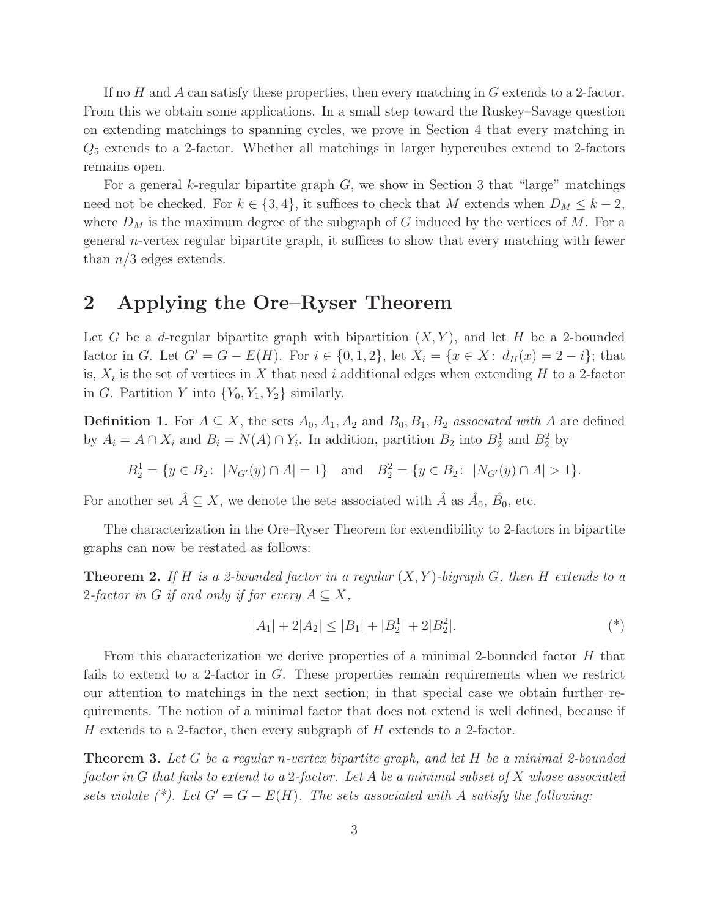If no $H$ and $A$ can satisfy these properties, then every matching in $G$ extends to a 2-factor. From this we obtain some applications. In a small step toward the Ruskey–Savage question on extending matchings to spanning cycles, we prove in Section 4 that every matching in $Q_5$ extends to a 2-factor. Whether all matchings in larger hypercubes extend to 2-factors remains open.

For a general $k$-regular bipartite graph $G$, we show in Section 3 that "large" matchings need not be checked. For $k \in \{3, 4\}$, it suffices to check that $M$ extends when $D_M \le k-2$, where $D_M$ is the maximum degree of the subgraph of $G$ induced by the vertices of $M$. For a general $n$-vertex regular bipartite graph, it suffices to show that every matching with fewer than $n/3$ edges extends.

## 2 Applying the Ore–Ryser Theorem

Let $G$ be a $d$-regular bipartite graph with bipartition $(X, Y)$, and let $H$ be a 2-bounded factor in $G$. Let $G' = G - E(H)$. For $i \in \{0, 1, 2\}$, let $X_i = \{x \in X\colon\ d_H(x) = 2 - i\}$; that is, $X_i$ is the set of vertices in $X$ that need $i$ additional edges when extending $H$ to a 2-factor in $G$. Partition $Y$ into $\{Y_0, Y_1, Y_2\}$ similarly.

**Definition 1.** For $A \subseteq X$, the sets $A_0, A_1, A_2$ and $B_0, B_1, B_2$ *associated with* $A$ are defined by $A_i = A \cap X_i$ and $B_i = N(A) \cap Y_i$. In addition, partition $B_2$ into $B_2^1$ and $B_2^2$ by

$$B_2^1 = \{y \in B_2\colon\ |N_{G'}(y) \cap A| = 1\} \quad \text{and} \quad B_2^2 = \{y \in B_2\colon\ |N_{G'}(y) \cap A| > 1\}.$$

For another set $\hat{A} \subseteq X$, we denote the sets associated with $\hat{A}$ as $\hat{A}_0$, $\hat{B}_0$, etc.

The characterization in the Ore–Ryser Theorem for extendibility to 2-factors in bipartite graphs can now be restated as follows:

**Theorem 2.** *If $H$ is a 2-bounded factor in a regular $(X, Y)$-bigraph $G$, then $H$ extends to a 2-factor in $G$ if and only if for every $A \subseteq X$,*

$$|A_1| + 2|A_2| \le |B_1| + |B_2^1| + 2|B_2^2|. \tag{*}$$

From this characterization we derive properties of a minimal 2-bounded factor $H$ that fails to extend to a 2-factor in $G$. These properties remain requirements when we restrict our attention to matchings in the next section; in that special case we obtain further requirements. The notion of a minimal factor that does not extend is well defined, because if $H$ extends to a 2-factor, then every subgraph of $H$ extends to a 2-factor.

**Theorem 3.** *Let $G$ be a regular $n$-vertex bipartite graph, and let $H$ be a minimal 2-bounded factor in $G$ that fails to extend to a 2-factor. Let $A$ be a minimal subset of $X$ whose associated sets violate (\*). Let $G' = G - E(H)$. The sets associated with $A$ satisfy the following:*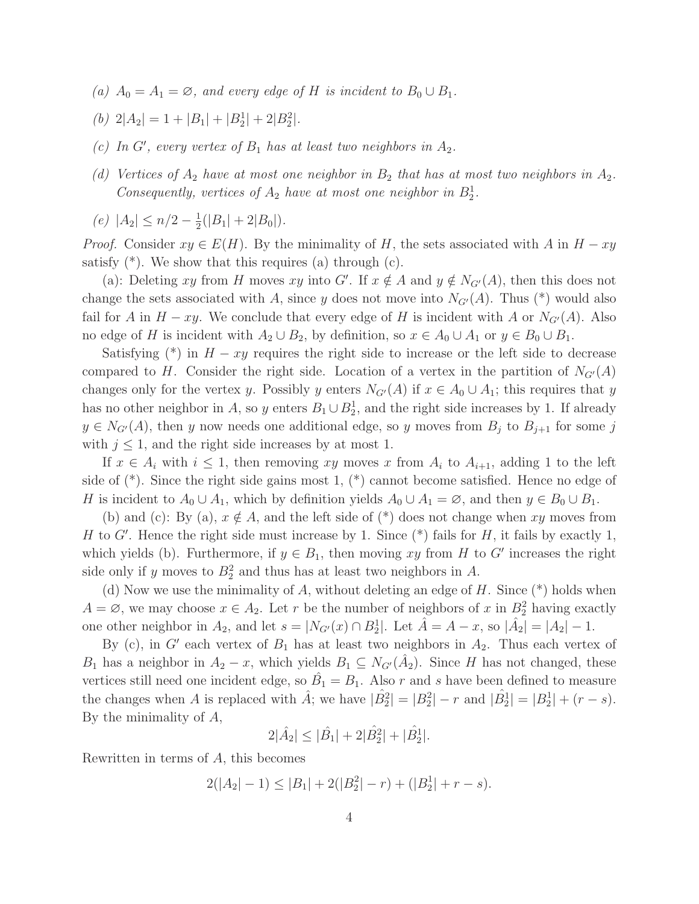*(a)* $A_0 = A_1 = \varnothing$*, and every edge of* $H$ *is incident to* $B_0 \cup B_1$*.*

*(b)* $2|A_2| = 1 + |B_1| + |B_2^1| + 2|B_2^2|$*.*

*(c) In* $G'$*, every vertex of* $B_1$ *has at least two neighbors in* $A_2$*.*

*(d) Vertices of* $A_2$ *have at most one neighbor in* $B_2$ *that has at most two neighbors in* $A_2$*. Consequently, vertices of* $A_2$ *have at most one neighbor in* $B_2^1$*.*

*(e)* $|A_2| \le n/2 - \frac{1}{2}(|B_1| + 2|B_0|)$*.*

*Proof.* Consider $xy \in E(H)$. By the minimality of $H$, the sets associated with $A$ in $H - xy$ satisfy (\*). We show that this requires (a) through (c).

(a): Deleting $xy$ from $H$ moves $xy$ into $G'$. If $x \notin A$ and $y \notin N_{G'}(A)$, then this does not change the sets associated with $A$, since $y$ does not move into $N_{G'}(A)$. Thus (\*) would also fail for $A$ in $H - xy$. We conclude that every edge of $H$ is incident with $A$ or $N_{G'}(A)$. Also no edge of $H$ is incident with $A_2 \cup B_2$, by definition, so $x \in A_0 \cup A_1$ or $y \in B_0 \cup B_1$.

Satisfying (\*) in $H - xy$ requires the right side to increase or the left side to decrease compared to $H$. Consider the right side. Location of a vertex in the partition of $N_{G'}(A)$ changes only for the vertex $y$. Possibly $y$ enters $N_{G'}(A)$ if $x \in A_0 \cup A_1$; this requires that $y$ has no other neighbor in $A$, so $y$ enters $B_1 \cup B_2^1$, and the right side increases by 1. If already $y \in N_{G'}(A)$, then $y$ now needs one additional edge, so $y$ moves from $B_j$ to $B_{j+1}$ for some $j$ with $j \le 1$, and the right side increases by at most 1.

If $x \in A_i$ with $i \le 1$, then removing $xy$ moves $x$ from $A_i$ to $A_{i+1}$, adding 1 to the left side of (\*). Since the right side gains most 1, (\*) cannot become satisfied. Hence no edge of $H$ is incident to $A_0 \cup A_1$, which by definition yields $A_0 \cup A_1 = \varnothing$, and then $y \in B_0 \cup B_1$.

(b) and (c): By (a), $x \notin A$, and the left side of (\*) does not change when $xy$ moves from $H$ to $G'$. Hence the right side must increase by 1. Since (\*) fails for $H$, it fails by exactly 1, which yields (b). Furthermore, if $y \in B_1$, then moving $xy$ from $H$ to $G'$ increases the right side only if $y$ moves to $B_2^2$ and thus has at least two neighbors in $A$.

(d) Now we use the minimality of $A$, without deleting an edge of $H$. Since (\*) holds when $A = \varnothing$, we may choose $x \in A_2$. Let $r$ be the number of neighbors of $x$ in $B_2^2$ having exactly one other neighbor in $A_2$, and let $s = |N_{G'}(x) \cap B_2^1|$. Let $\hat{A} = A - x$, so $|\hat{A}_2| = |A_2| - 1$.

By (c), in $G'$ each vertex of $B_1$ has at least two neighbors in $A_2$. Thus each vertex of $B_1$ has a neighbor in $A_2 - x$, which yields $B_1 \subseteq N_{G'}(\hat{A}_2)$. Since $H$ has not changed, these vertices still need one incident edge, so $\hat{B}_1 = B_1$. Also $r$ and $s$ have been defined to measure the changes when $A$ is replaced with $\hat{A}$; we have $|\hat{B}_2^2| = |B_2^2| - r$ and $|\hat{B}_2^1| = |B_2^1| + (r - s)$. By the minimality of $A$,

$$2|\hat{A}_2| \le |\hat{B}_1| + 2|\hat{B}_2^2| + |\hat{B}_2^1|.$$

Rewritten in terms of $A$, this becomes

$$2(|A_2| - 1) \le |B_1| + 2(|B_2^2| - r) + (|B_2^1| + r - s).$$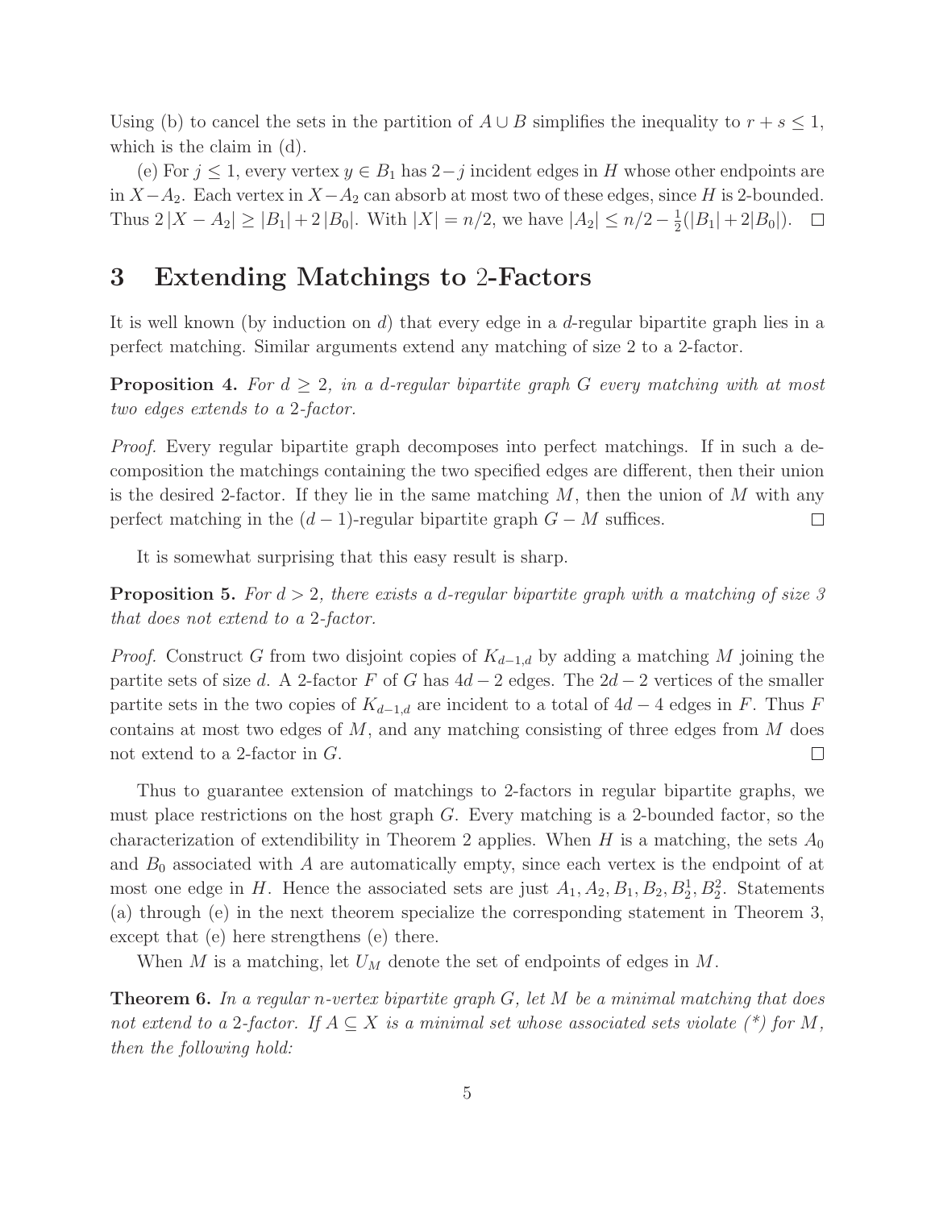Using (b) to cancel the sets in the partition of $A \cup B$ simplifies the inequality to $r + s \leq 1$, which is the claim in (d).

(e) For $j \leq 1$, every vertex $y \in B_1$ has $2-j$ incident edges in $H$ whose other endpoints are in $X - A_2$. Each vertex in $X - A_2$ can absorb at most two of these edges, since $H$ is 2-bounded. Thus $2\,|X - A_2| \geq |B_1| + 2\,|B_0|$. With $|X| = n/2$, we have $|A_2| \leq n/2 - \frac{1}{2}(|B_1| + 2|B_0|)$. □

# 3 Extending Matchings to 2-Factors

It is well known (by induction on $d$) that every edge in a $d$-regular bipartite graph lies in a perfect matching. Similar arguments extend any matching of size 2 to a 2-factor.

**Proposition 4.** *For $d \geq 2$, in a $d$-regular bipartite graph $G$ every matching with at most two edges extends to a 2-factor.*

*Proof.* Every regular bipartite graph decomposes into perfect matchings. If in such a decomposition the matchings containing the two specified edges are different, then their union is the desired 2-factor. If they lie in the same matching $M$, then the union of $M$ with any perfect matching in the $(d-1)$-regular bipartite graph $G - M$ suffices. □

It is somewhat surprising that this easy result is sharp.

**Proposition 5.** *For $d > 2$, there exists a $d$-regular bipartite graph with a matching of size 3 that does not extend to a 2-factor.*

*Proof.* Construct $G$ from two disjoint copies of $K_{d-1,d}$ by adding a matching $M$ joining the partite sets of size $d$. A 2-factor $F$ of $G$ has $4d-2$ edges. The $2d-2$ vertices of the smaller partite sets in the two copies of $K_{d-1,d}$ are incident to a total of $4d-4$ edges in $F$. Thus $F$ contains at most two edges of $M$, and any matching consisting of three edges from $M$ does not extend to a 2-factor in $G$. □

Thus to guarantee extension of matchings to 2-factors in regular bipartite graphs, we must place restrictions on the host graph $G$. Every matching is a 2-bounded factor, so the characterization of extendibility in Theorem 2 applies. When $H$ is a matching, the sets $A_0$ and $B_0$ associated with $A$ are automatically empty, since each vertex is the endpoint of at most one edge in $H$. Hence the associated sets are just $A_1, A_2, B_1, B_2, B_2^1, B_2^2$. Statements (a) through (e) in the next theorem specialize the corresponding statement in Theorem 3, except that (e) here strengthens (e) there.

When $M$ is a matching, let $U_M$ denote the set of endpoints of edges in $M$.

**Theorem 6.** *In a regular $n$-vertex bipartite graph $G$, let $M$ be a minimal matching that does not extend to a 2-factor. If $A \subseteq X$ is a minimal set whose associated sets violate (\*) for $M$, then the following hold:*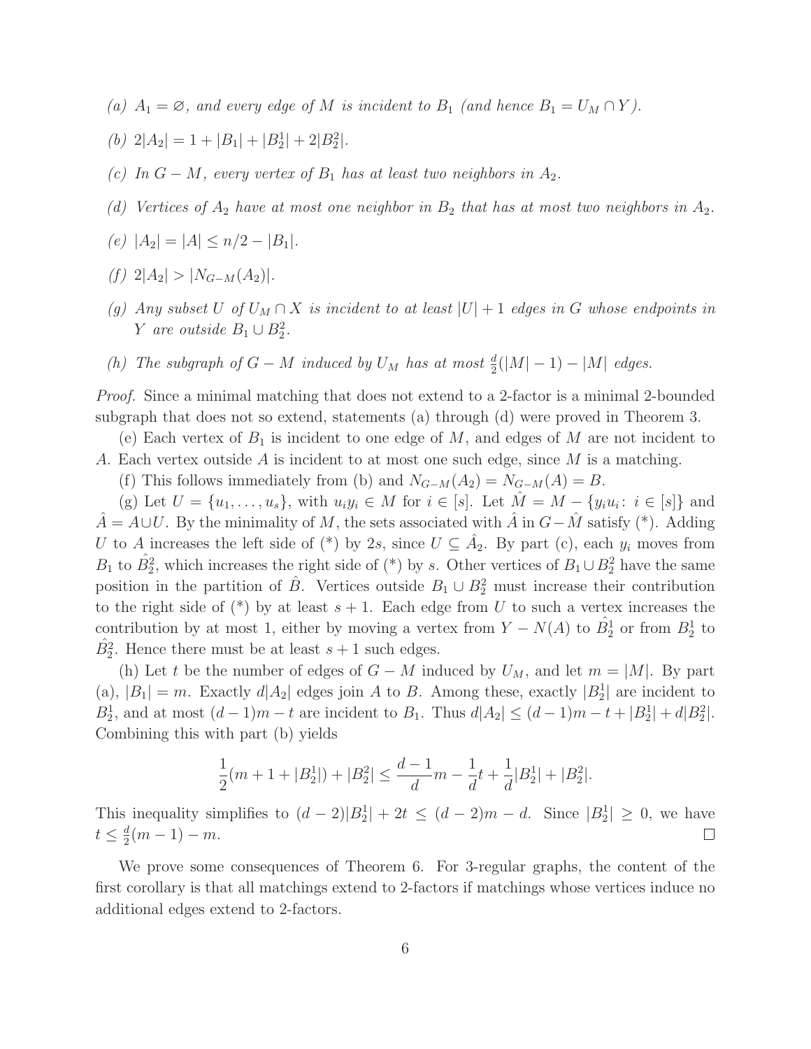*(a)* $A_1 = \varnothing$*, and every edge of* $M$ *is incident to* $B_1$ *(and hence* $B_1 = U_M \cap Y$*).*

*(b)* $2|A_2| = 1 + |B_1| + |B_2^1| + 2|B_2^2|$*.*

*(c) In* $G - M$*, every vertex of* $B_1$ *has at least two neighbors in* $A_2$*.*

*(d) Vertices of* $A_2$ *have at most one neighbor in* $B_2$ *that has at most two neighbors in* $A_2$*.*

*(e)* $|A_2| = |A| \le n/2 - |B_1|$*.*

*(f)* $2|A_2| > |N_{G-M}(A_2)|$*.*

*(g) Any subset* $U$ *of* $U_M \cap X$ *is incident to at least* $|U| + 1$ *edges in* $G$ *whose endpoints in* $Y$ *are outside* $B_1 \cup B_2^2$*.*

*(h) The subgraph of* $G - M$ *induced by* $U_M$ *has at most* $\frac{d}{2}(|M| - 1) - |M|$ *edges.*

*Proof.* Since a minimal matching that does not extend to a 2-factor is a minimal 2-bounded subgraph that does not so extend, statements (a) through (d) were proved in Theorem 3.

(e) Each vertex of $B_1$ is incident to one edge of $M$, and edges of $M$ are not incident to $A$. Each vertex outside $A$ is incident to at most one such edge, since $M$ is a matching.

(f) This follows immediately from (b) and $N_{G-M}(A_2) = N_{G-M}(A) = B$.

(g) Let $U = \{u_1, \ldots, u_s\}$, with $u_i y_i \in M$ for $i \in [s]$. Let $\hat{M} = M - \{y_i u_i : i \in [s]\}$ and $\hat{A} = A \cup U$. By the minimality of $M$, the sets associated with $\hat{A}$ in $G - \hat{M}$ satisfy (\*). Adding $U$ to $A$ increases the left side of (\*) by $2s$, since $U \subseteq \hat{A}_2$. By part (c), each $y_i$ moves from $B_1$ to $\hat{B}_2^2$, which increases the right side of (\*) by $s$. Other vertices of $B_1 \cup B_2^2$ have the same position in the partition of $\hat{B}$. Vertices outside $B_1 \cup B_2^2$ must increase their contribution to the right side of (\*) by at least $s + 1$. Each edge from $U$ to such a vertex increases the contribution by at most 1, either by moving a vertex from $Y - N(A)$ to $\hat{B}_2^1$ or from $B_2^1$ to $\hat{B}_2^2$. Hence there must be at least $s + 1$ such edges.

(h) Let $t$ be the number of edges of $G - M$ induced by $U_M$, and let $m = |M|$. By part (a), $|B_1| = m$. Exactly $d|A_2|$ edges join $A$ to $B$. Among these, exactly $|B_2^1|$ are incident to $B_2^1$, and at most $(d-1)m - t$ are incident to $B_1$. Thus $d|A_2| \le (d-1)m - t + |B_2^1| + d|B_2^2|$. Combining this with part (b) yields

$$\frac{1}{2}(m + 1 + |B_2^1|) + |B_2^2| \le \frac{d-1}{d}m - \frac{1}{d}t + \frac{1}{d}|B_2^1| + |B_2^2|.$$

This inequality simplifies to $(d-2)|B_2^1| + 2t \le (d-2)m - d$. Since $|B_2^1| \ge 0$, we have $t \le \frac{d}{2}(m-1) - m$. $\square$

We prove some consequences of Theorem 6. For 3-regular graphs, the content of the first corollary is that all matchings extend to 2-factors if matchings whose vertices induce no additional edges extend to 2-factors.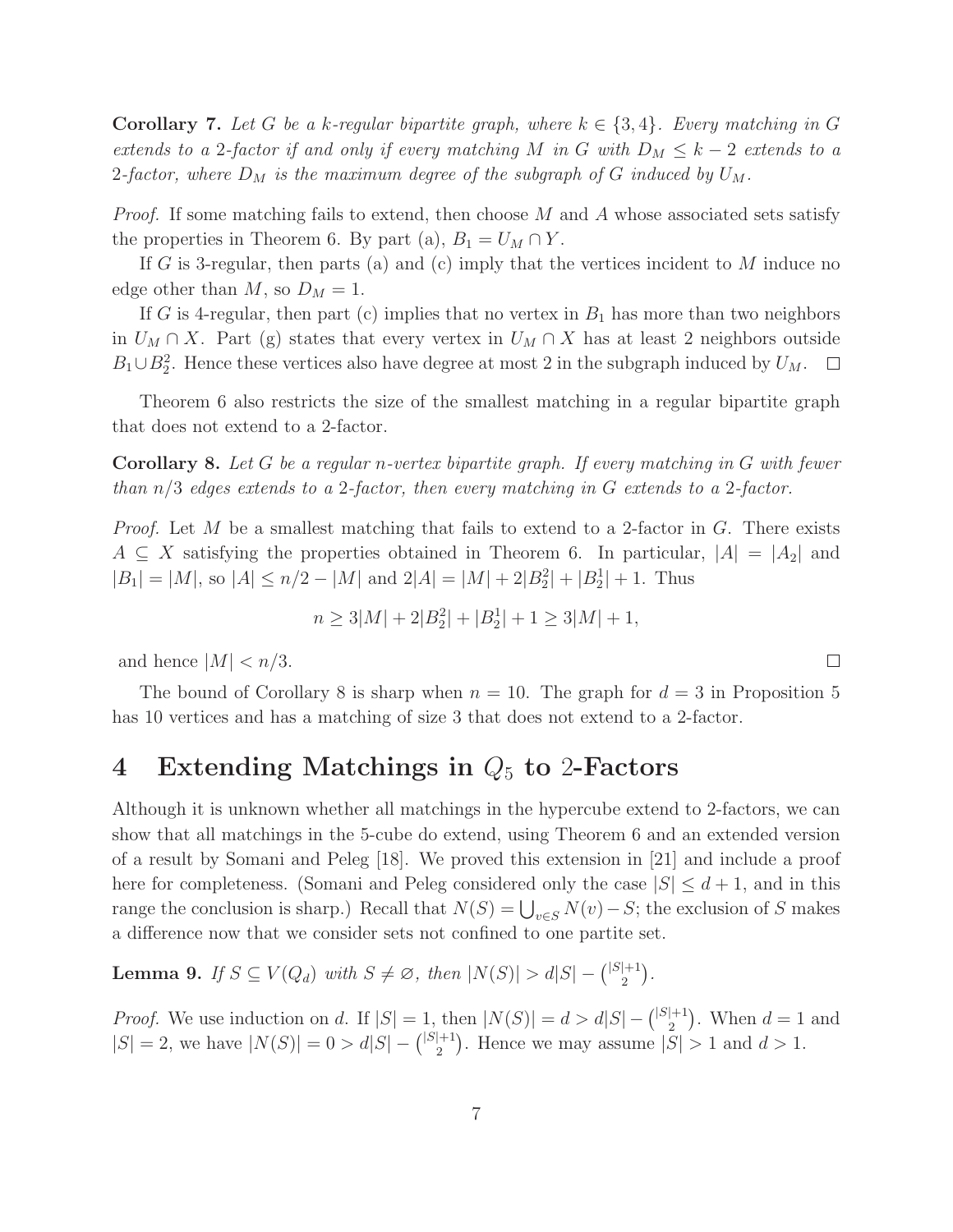**Corollary 7.** *Let $G$ be a $k$-regular bipartite graph, where $k \in \{3, 4\}$. Every matching in $G$ extends to a 2-factor if and only if every matching $M$ in $G$ with $D_M \leq k-2$ extends to a 2-factor, where $D_M$ is the maximum degree of the subgraph of $G$ induced by $U_M$.*

*Proof.* If some matching fails to extend, then choose $M$ and $A$ whose associated sets satisfy the properties in Theorem 6. By part (a), $B_1 = U_M \cap Y$.

If $G$ is 3-regular, then parts (a) and (c) imply that the vertices incident to $M$ induce no edge other than $M$, so $D_M = 1$.

If $G$ is 4-regular, then part (c) implies that no vertex in $B_1$ has more than two neighbors in $U_M \cap X$. Part (g) states that every vertex in $U_M \cap X$ has at least 2 neighbors outside $B_1 \cup B_2^2$. Hence these vertices also have degree at most 2 in the subgraph induced by $U_M$. □

Theorem 6 also restricts the size of the smallest matching in a regular bipartite graph that does not extend to a 2-factor.

**Corollary 8.** *Let $G$ be a regular $n$-vertex bipartite graph. If every matching in $G$ with fewer than $n/3$ edges extends to a 2-factor, then every matching in $G$ extends to a 2-factor.*

*Proof.* Let $M$ be a smallest matching that fails to extend to a 2-factor in $G$. There exists $A \subseteq X$ satisfying the properties obtained in Theorem 6. In particular, $|A| = |A_2|$ and $|B_1| = |M|$, so $|A| \leq n/2 - |M|$ and $2|A| = |M| + 2|B_2^2| + |B_2^1| + 1$. Thus

$$n \geq 3|M| + 2|B_2^2| + |B_2^1| + 1 \geq 3|M| + 1,$$

and hence $|M| < n/3$. □

The bound of Corollary 8 is sharp when $n = 10$. The graph for $d = 3$ in Proposition 5 has 10 vertices and has a matching of size 3 that does not extend to a 2-factor.

# 4 Extending Matchings in $Q_5$ to 2-Factors

Although it is unknown whether all matchings in the hypercube extend to 2-factors, we can show that all matchings in the 5-cube do extend, using Theorem 6 and an extended version of a result by Somani and Peleg [18]. We proved this extension in [21] and include a proof here for completeness. (Somani and Peleg considered only the case $|S| \leq d+1$, and in this range the conclusion is sharp.) Recall that $N(S) = \bigcup_{v \in S} N(v) - S$; the exclusion of $S$ makes a difference now that we consider sets not confined to one partite set.

**Lemma 9.** *If $S \subseteq V(Q_d)$ with $S \neq \varnothing$, then $|N(S)| > d|S| - \binom{|S|+1}{2}$.*

*Proof.* We use induction on $d$. If $|S| = 1$, then $|N(S)| = d > d|S| - \binom{|S|+1}{2}$. When $d = 1$ and $|S| = 2$, we have $|N(S)| = 0 > d|S| - \binom{|S|+1}{2}$. Hence we may assume $|S| > 1$ and $d > 1$.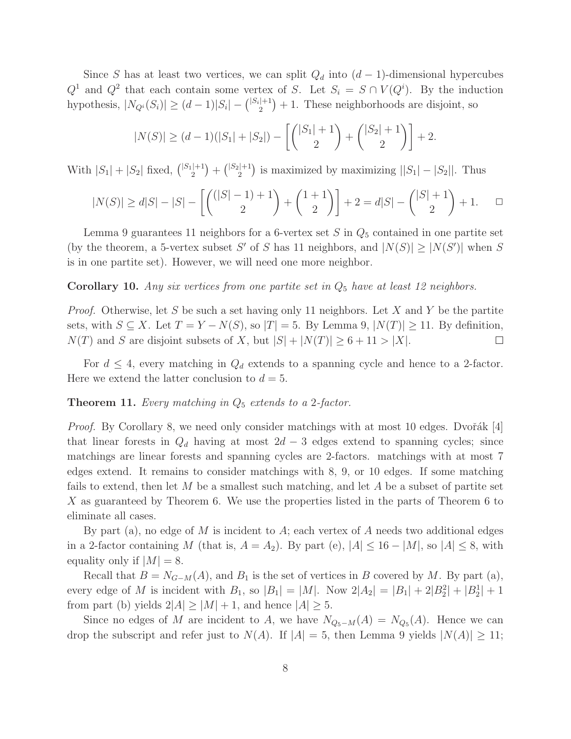Since $S$ has at least two vertices, we can split $Q_d$ into $(d-1)$-dimensional hypercubes $Q^1$ and $Q^2$ that each contain some vertex of $S$. Let $S_i = S \cap V(Q^i)$. By the induction hypothesis, $|N_{Q^i}(S_i)| \geq (d-1)|S_i| - \binom{|S_i|+1}{2} + 1$. These neighborhoods are disjoint, so

$$|N(S)| \geq (d-1)(|S_1| + |S_2|) - \left[\binom{|S_1|+1}{2} + \binom{|S_2|+1}{2}\right] + 2.$$

With $|S_1| + |S_2|$ fixed, $\binom{|S_1|+1}{2} + \binom{|S_2|+1}{2}$ is maximized by maximizing $||S_1| - |S_2||$. Thus

$$|N(S)| \geq d|S| - |S| - \left[\binom{(|S|-1)+1}{2} + \binom{1+1}{2}\right] + 2 = d|S| - \binom{|S|+1}{2} + 1. \qquad \square$$

Lemma 9 guarantees 11 neighbors for a 6-vertex set $S$ in $Q_5$ contained in one partite set (by the theorem, a 5-vertex subset $S'$ of $S$ has 11 neighbors, and $|N(S)| \geq |N(S')|$ when $S$ is in one partite set). However, we will need one more neighbor.

**Corollary 10.** *Any six vertices from one partite set in $Q_5$ have at least 12 neighbors.*

*Proof.* Otherwise, let $S$ be such a set having only 11 neighbors. Let $X$ and $Y$ be the partite sets, with $S \subseteq X$. Let $T = Y - N(S)$, so $|T| = 5$. By Lemma 9, $|N(T)| \geq 11$. By definition, $N(T)$ and $S$ are disjoint subsets of $X$, but $|S| + |N(T)| \geq 6 + 11 > |X|$. $\square$

For $d \leq 4$, every matching in $Q_d$ extends to a spanning cycle and hence to a 2-factor. Here we extend the latter conclusion to $d = 5$.

**Theorem 11.** *Every matching in $Q_5$ extends to a 2-factor.*

*Proof.* By Corollary 8, we need only consider matchings with at most 10 edges. Dvořák [4] that linear forests in $Q_d$ having at most $2d-3$ edges extend to spanning cycles; since matchings are linear forests and spanning cycles are 2-factors. matchings with at most 7 edges extend. It remains to consider matchings with 8, 9, or 10 edges. If some matching fails to extend, then let $M$ be a smallest such matching, and let $A$ be a subset of partite set $X$ as guaranteed by Theorem 6. We use the properties listed in the parts of Theorem 6 to eliminate all cases.

By part (a), no edge of $M$ is incident to $A$; each vertex of $A$ needs two additional edges in a 2-factor containing $M$ (that is, $A = A_2$). By part (e), $|A| \leq 16 - |M|$, so $|A| \leq 8$, with equality only if $|M| = 8$.

Recall that $B = N_{G-M}(A)$, and $B_1$ is the set of vertices in $B$ covered by $M$. By part (a), every edge of $M$ is incident with $B_1$, so $|B_1| = |M|$. Now $2|A_2| = |B_1| + 2|B_2^2| + |B_2^1| + 1$ from part (b) yields $2|A| \geq |M| + 1$, and hence $|A| \geq 5$.

Since no edges of $M$ are incident to $A$, we have $N_{Q_5-M}(A) = N_{Q_5}(A)$. Hence we can drop the subscript and refer just to $N(A)$. If $|A| = 5$, then Lemma 9 yields $|N(A)| \geq 11$;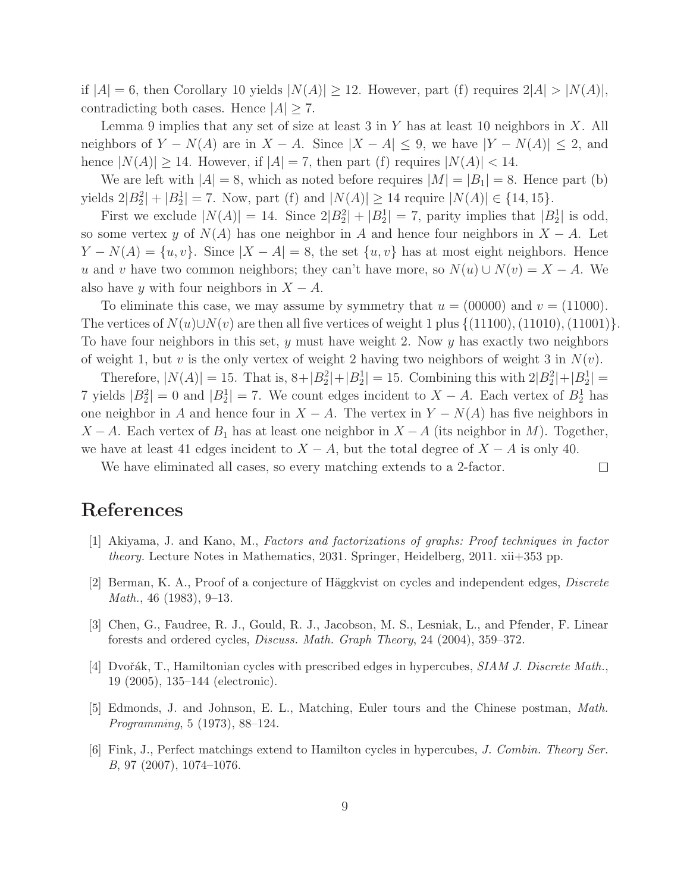if $|A| = 6$, then Corollary 10 yields $|N(A)| \geq 12$. However, part (f) requires $2|A| > |N(A)|$, contradicting both cases. Hence $|A| \geq 7$.

Lemma 9 implies that any set of size at least 3 in $Y$ has at least 10 neighbors in $X$. All neighbors of $Y - N(A)$ are in $X - A$. Since $|X - A| \leq 9$, we have $|Y - N(A)| \leq 2$, and hence $|N(A)| \geq 14$. However, if $|A| = 7$, then part (f) requires $|N(A)| < 14$.

We are left with $|A| = 8$, which as noted before requires $|M| = |B_1| = 8$. Hence part (b) yields $2|B_2^2| + |B_2^1| = 7$. Now, part (f) and $|N(A)| \geq 14$ require $|N(A)| \in \{14, 15\}$.

First we exclude $|N(A)| = 14$. Since $2|B_2^2| + |B_2^1| = 7$, parity implies that $|B_2^1|$ is odd, so some vertex $y$ of $N(A)$ has one neighbor in $A$ and hence four neighbors in $X - A$. Let $Y - N(A) = \{u, v\}$. Since $|X - A| = 8$, the set $\{u, v\}$ has at most eight neighbors. Hence $u$ and $v$ have two common neighbors; they can't have more, so $N(u) \cup N(v) = X - A$. We also have $y$ with four neighbors in $X - A$.

To eliminate this case, we may assume by symmetry that $u = (00000)$ and $v = (11000)$. The vertices of $N(u) \cup N(v)$ are then all five vertices of weight 1 plus $\{(11100), (11010), (11001)\}$. To have four neighbors in this set, $y$ must have weight 2. Now $y$ has exactly two neighbors of weight 1, but $v$ is the only vertex of weight 2 having two neighbors of weight 3 in $N(v)$.

Therefore, $|N(A)| = 15$. That is, $8 + |B_2^2| + |B_2^1| = 15$. Combining this with $2|B_2^2| + |B_2^1| = 7$ yields $|B_2^2| = 0$ and $|B_2^1| = 7$. We count edges incident to $X - A$. Each vertex of $B_2^1$ has one neighbor in $A$ and hence four in $X - A$. The vertex in $Y - N(A)$ has five neighbors in $X - A$. Each vertex of $B_1$ has at least one neighbor in $X - A$ (its neighbor in $M$). Together, we have at least 41 edges incident to $X - A$, but the total degree of $X - A$ is only 40.

We have eliminated all cases, so every matching extends to a 2-factor. □

# References

[1] Akiyama, J. and Kano, M., *Factors and factorizations of graphs: Proof techniques in factor theory.* Lecture Notes in Mathematics, 2031. Springer, Heidelberg, 2011. xii+353 pp.

[2] Berman, K. A., Proof of a conjecture of Häggkvist on cycles and independent edges, *Discrete Math.*, 46 (1983), 9–13.

[3] Chen, G., Faudree, R. J., Gould, R. J., Jacobson, M. S., Lesniak, L., and Pfender, F. Linear forests and ordered cycles, *Discuss. Math. Graph Theory*, 24 (2004), 359–372.

[4] Dvořák, T., Hamiltonian cycles with prescribed edges in hypercubes, *SIAM J. Discrete Math.*, 19 (2005), 135–144 (electronic).

[5] Edmonds, J. and Johnson, E. L., Matching, Euler tours and the Chinese postman, *Math. Programming*, 5 (1973), 88–124.

[6] Fink, J., Perfect matchings extend to Hamilton cycles in hypercubes, *J. Combin. Theory Ser. B*, 97 (2007), 1074–1076.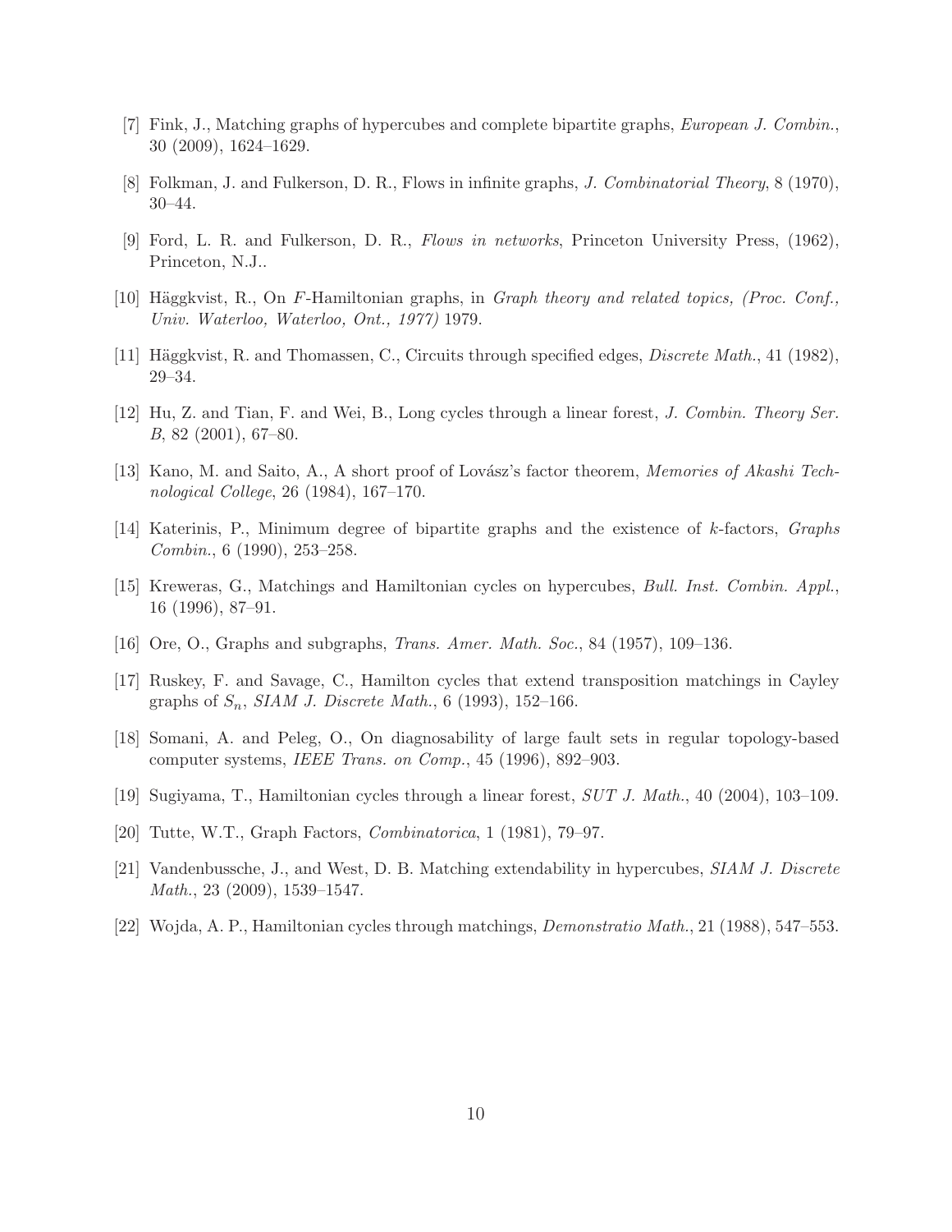[7] Fink, J., Matching graphs of hypercubes and complete bipartite graphs, *European J. Combin.*, 30 (2009), 1624–1629.

[8] Folkman, J. and Fulkerson, D. R., Flows in infinite graphs, *J. Combinatorial Theory*, 8 (1970), 30–44.

[9] Ford, L. R. and Fulkerson, D. R., *Flows in networks*, Princeton University Press, (1962), Princeton, N.J..

[10] Häggkvist, R., On $F$-Hamiltonian graphs, in *Graph theory and related topics, (Proc. Conf., Univ. Waterloo, Waterloo, Ont., 1977)* 1979.

[11] Häggkvist, R. and Thomassen, C., Circuits through specified edges, *Discrete Math.*, 41 (1982), 29–34.

[12] Hu, Z. and Tian, F. and Wei, B., Long cycles through a linear forest, *J. Combin. Theory Ser. B*, 82 (2001), 67–80.

[13] Kano, M. and Saito, A., A short proof of Lovász's factor theorem, *Memories of Akashi Technological College*, 26 (1984), 167–170.

[14] Katerinis, P., Minimum degree of bipartite graphs and the existence of $k$-factors, *Graphs Combin.*, 6 (1990), 253–258.

[15] Kreweras, G., Matchings and Hamiltonian cycles on hypercubes, *Bull. Inst. Combin. Appl.*, 16 (1996), 87–91.

[16] Ore, O., Graphs and subgraphs, *Trans. Amer. Math. Soc.*, 84 (1957), 109–136.

[17] Ruskey, F. and Savage, C., Hamilton cycles that extend transposition matchings in Cayley graphs of $S_n$, *SIAM J. Discrete Math.*, 6 (1993), 152–166.

[18] Somani, A. and Peleg, O., On diagnosability of large fault sets in regular topology-based computer systems, *IEEE Trans. on Comp.*, 45 (1996), 892–903.

[19] Sugiyama, T., Hamiltonian cycles through a linear forest, *SUT J. Math.*, 40 (2004), 103–109.

[20] Tutte, W.T., Graph Factors, *Combinatorica*, 1 (1981), 79–97.

[21] Vandenbussche, J., and West, D. B. Matching extendability in hypercubes, *SIAM J. Discrete Math.*, 23 (2009), 1539–1547.

[22] Wojda, A. P., Hamiltonian cycles through matchings, *Demonstratio Math.*, 21 (1988), 547–553.